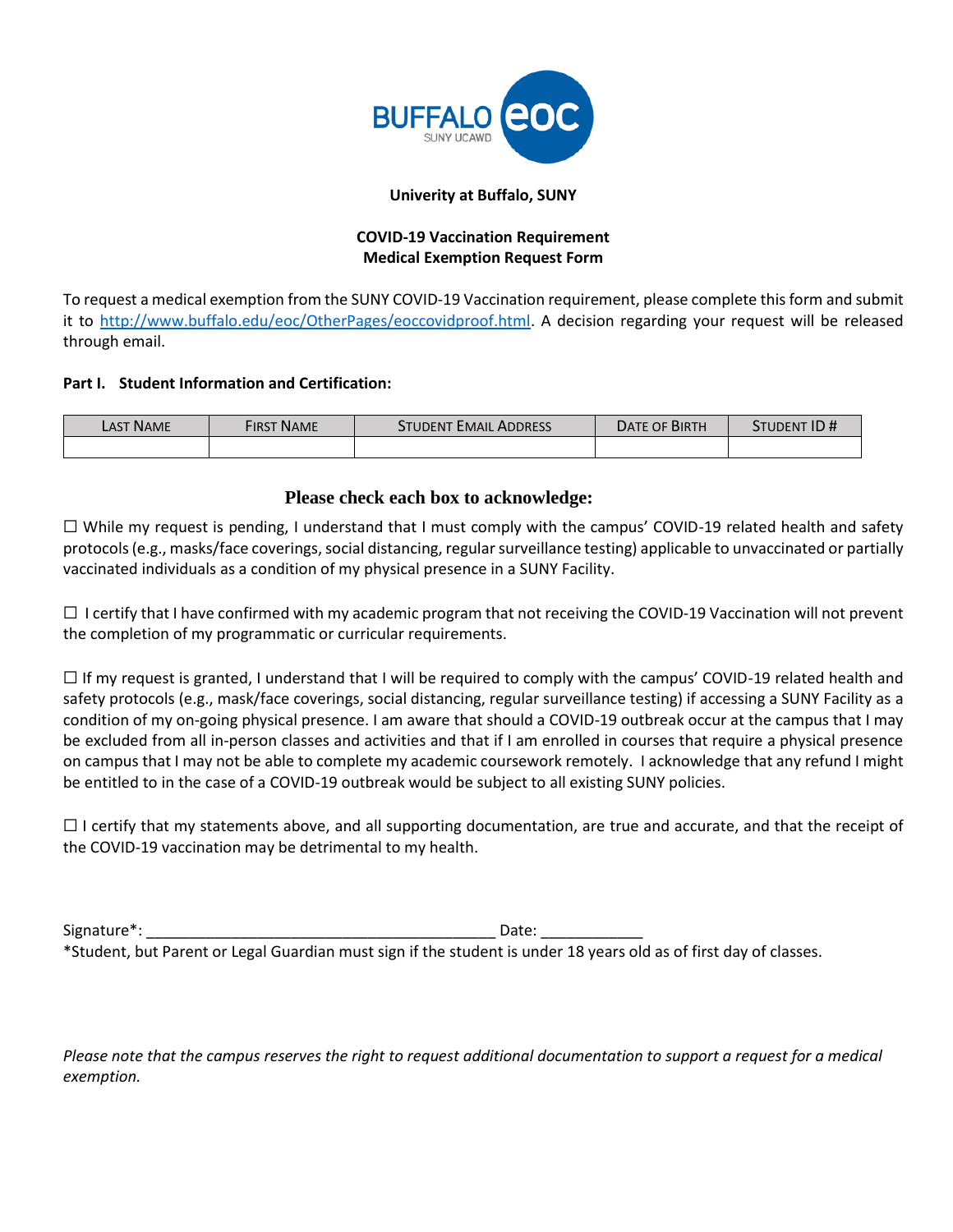**Univerity at Buffalo, SUNY**

**COVID-19 Vaccination Requirement**
**Medical Exemption Request Form**

To request a medical exemption from the SUNY COVID-19 Vaccination requirement, please complete this form and submit it to http://www.buffalo.edu/eoc/OtherPages/eoccovidproof.html. A decision regarding your request will be released through email.

**Part I. Student Information and Certification:**

| Last Name | First Name | Student Email Address | Date of Birth | Student ID # |
|---|---|---|---|---|
| | | | | |

**Please check each box to acknowledge:**

☐ While my request is pending, I understand that I must comply with the campus' COVID-19 related health and safety protocols (e.g., masks/face coverings, social distancing, regular surveillance testing) applicable to unvaccinated or partially vaccinated individuals as a condition of my physical presence in a SUNY Facility.

☐ I certify that I have confirmed with my academic program that not receiving the COVID-19 Vaccination will not prevent the completion of my programmatic or curricular requirements.

☐ If my request is granted, I understand that I will be required to comply with the campus' COVID-19 related health and safety protocols (e.g., mask/face coverings, social distancing, regular surveillance testing) if accessing a SUNY Facility as a condition of my on-going physical presence. I am aware that should a COVID-19 outbreak occur at the campus that I may be excluded from all in-person classes and activities and that if I am enrolled in courses that require a physical presence on campus that I may not be able to complete my academic coursework remotely. I acknowledge that any refund I might be entitled to in the case of a COVID-19 outbreak would be subject to all existing SUNY policies.

☐ I certify that my statements above, and all supporting documentation, are true and accurate, and that the receipt of the COVID-19 vaccination may be detrimental to my health.

Signature*: ________________________________________ Date: ____________

*Student, but Parent or Legal Guardian must sign if the student is under 18 years old as of first day of classes.

*Please note that the campus reserves the right to request additional documentation to support a request for a medical exemption.*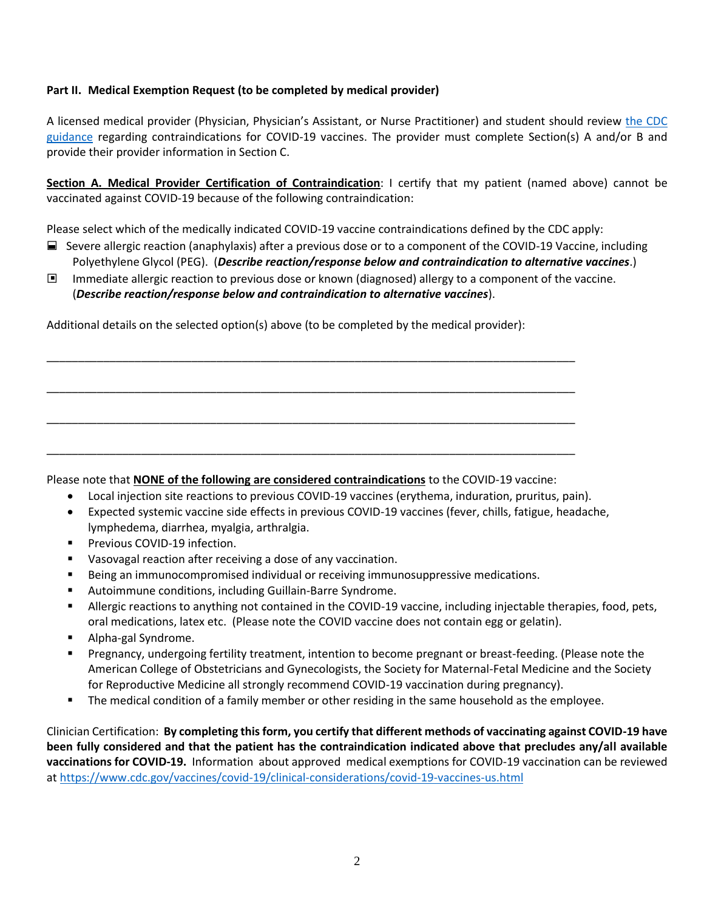**Part II. Medical Exemption Request (to be completed by medical provider)**

A licensed medical provider (Physician, Physician's Assistant, or Nurse Practitioner) and student should review [the CDC guidance](https://www.cdc.gov/vaccines/covid-19/clinical-considerations/covid-19-vaccines-us.html) regarding contraindications for COVID-19 vaccines. The provider must complete Section(s) A and/or B and provide their provider information in Section C.

**Section A. Medical Provider Certification of Contraindication**: I certify that my patient (named above) cannot be vaccinated against COVID-19 because of the following contraindication:

Please select which of the medically indicated COVID-19 vaccine contraindications defined by the CDC apply:

- ☐ Severe allergic reaction (anaphylaxis) after a previous dose or to a component of the COVID-19 Vaccine, including Polyethylene Glycol (PEG). (***Describe reaction/response below and contraindication to alternative vaccines***.)
- ☐ Immediate allergic reaction to previous dose or known (diagnosed) allergy to a component of the vaccine. (***Describe reaction/response below and contraindication to alternative vaccines***).

Additional details on the selected option(s) above (to be completed by the medical provider):

\_\_\_\_\_\_\_\_\_\_\_\_\_\_\_\_\_\_\_\_\_\_\_\_\_\_\_\_\_\_\_\_\_\_\_\_\_\_\_\_\_\_\_\_\_\_\_\_\_\_\_\_\_\_\_\_\_\_\_\_\_\_\_\_\_\_\_\_\_\_\_\_\_\_\_\_\_\_

\_\_\_\_\_\_\_\_\_\_\_\_\_\_\_\_\_\_\_\_\_\_\_\_\_\_\_\_\_\_\_\_\_\_\_\_\_\_\_\_\_\_\_\_\_\_\_\_\_\_\_\_\_\_\_\_\_\_\_\_\_\_\_\_\_\_\_\_\_\_\_\_\_\_\_\_\_\_

\_\_\_\_\_\_\_\_\_\_\_\_\_\_\_\_\_\_\_\_\_\_\_\_\_\_\_\_\_\_\_\_\_\_\_\_\_\_\_\_\_\_\_\_\_\_\_\_\_\_\_\_\_\_\_\_\_\_\_\_\_\_\_\_\_\_\_\_\_\_\_\_\_\_\_\_\_\_

\_\_\_\_\_\_\_\_\_\_\_\_\_\_\_\_\_\_\_\_\_\_\_\_\_\_\_\_\_\_\_\_\_\_\_\_\_\_\_\_\_\_\_\_\_\_\_\_\_\_\_\_\_\_\_\_\_\_\_\_\_\_\_\_\_\_\_\_\_\_\_\_\_\_\_\_\_\_

Please note that **NONE of the following are considered contraindications** to the COVID-19 vaccine:

- Local injection site reactions to previous COVID-19 vaccines (erythema, induration, pruritus, pain).
- Expected systemic vaccine side effects in previous COVID-19 vaccines (fever, chills, fatigue, headache, lymphedema, diarrhea, myalgia, arthralgia.
- Previous COVID-19 infection.
- Vasovagal reaction after receiving a dose of any vaccination.
- Being an immunocompromised individual or receiving immunosuppressive medications.
- Autoimmune conditions, including Guillain-Barre Syndrome.
- Allergic reactions to anything not contained in the COVID-19 vaccine, including injectable therapies, food, pets, oral medications, latex etc. (Please note the COVID vaccine does not contain egg or gelatin).
- Alpha-gal Syndrome.
- Pregnancy, undergoing fertility treatment, intention to become pregnant or breast-feeding. (Please note the American College of Obstetricians and Gynecologists, the Society for Maternal-Fetal Medicine and the Society for Reproductive Medicine all strongly recommend COVID-19 vaccination during pregnancy).
- The medical condition of a family member or other residing in the same household as the employee.

Clinician Certification: **By completing this form, you certify that different methods of vaccinating against COVID-19 have been fully considered and that the patient has the contraindication indicated above that precludes any/all available vaccinations for COVID-19.** Information about approved medical exemptions for COVID-19 vaccination can be reviewed at https://www.cdc.gov/vaccines/covid-19/clinical-considerations/covid-19-vaccines-us.html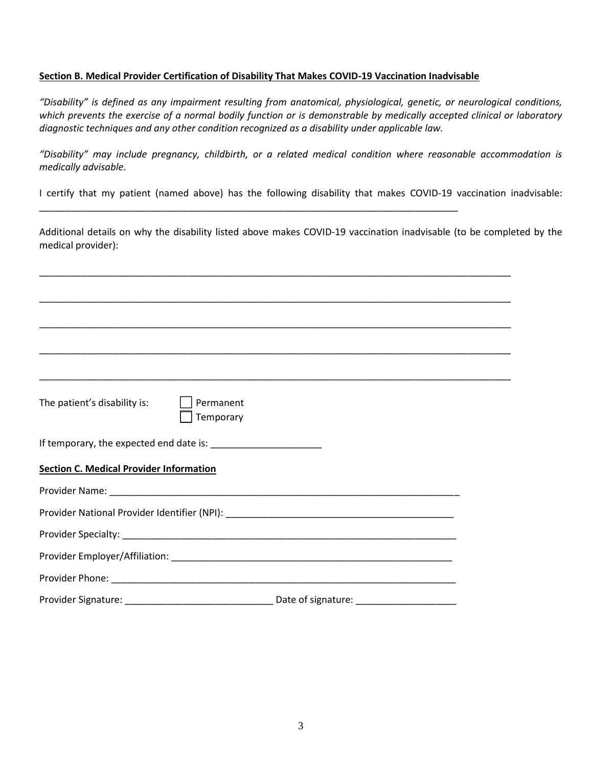**Section B. Medical Provider Certification of Disability That Makes COVID-19 Vaccination Inadvisable**

*"Disability" is defined as any impairment resulting from anatomical, physiological, genetic, or neurological conditions, which prevents the exercise of a normal bodily function or is demonstrable by medically accepted clinical or laboratory diagnostic techniques and any other condition recognized as a disability under applicable law.*

*"Disability" may include pregnancy, childbirth, or a related medical condition where reasonable accommodation is medically advisable.*

I certify that my patient (named above) has the following disability that makes COVID-19 vaccination inadvisable: ________________________________________________________________________________

Additional details on why the disability listed above makes COVID-19 vaccination inadvisable (to be completed by the medical provider):

________________________________________________________________________________________

________________________________________________________________________________________

________________________________________________________________________________________

________________________________________________________________________________________

________________________________________________________________________________________

The patient's disability is: ☐ Permanent ☐ Temporary

If temporary, the expected end date is: ____________________

**Section C. Medical Provider Information**

Provider Name: ______________________________________________________________

Provider National Provider Identifier (NPI): ________________________________________

Provider Specialty: ___________________________________________________________

Provider Employer/Affiliation: __________________________________________________

Provider Phone: ______________________________________________________________

Provider Signature: __________________________ Date of signature: __________________